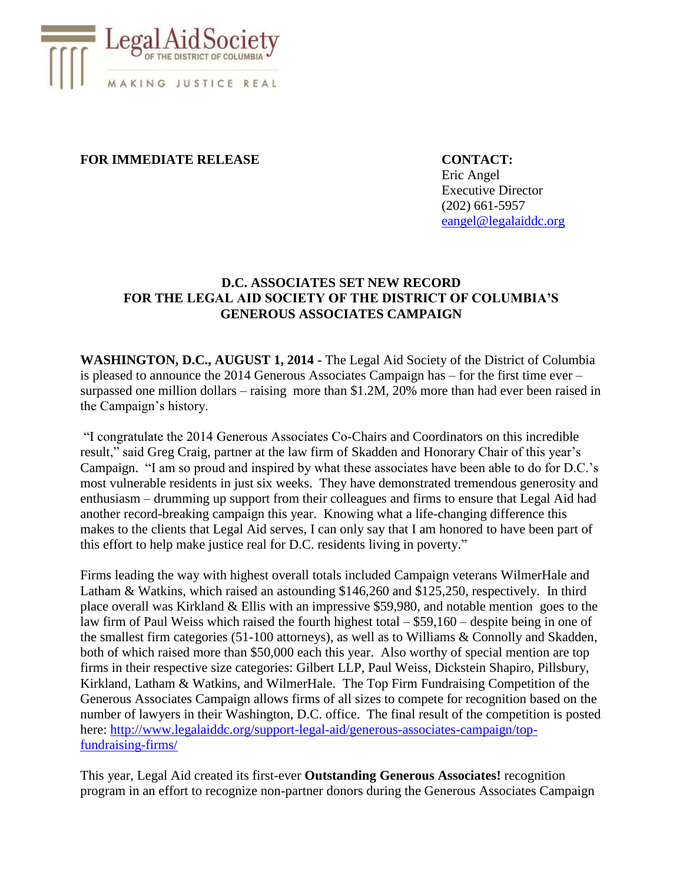Legal Aid Society
OF THE DISTRICT OF COLUMBIA
MAKING JUSTICE REAL

**FOR IMMEDIATE RELEASE**

**CONTACT:**
Eric Angel
Executive Director
(202) 661-5957
eangel@legalaiddc.org

## D.C. ASSOCIATES SET NEW RECORD FOR THE LEGAL AID SOCIETY OF THE DISTRICT OF COLUMBIA'S GENEROUS ASSOCIATES CAMPAIGN

**WASHINGTON, D.C., AUGUST 1, 2014 -** The Legal Aid Society of the District of Columbia is pleased to announce the 2014 Generous Associates Campaign has – for the first time ever – surpassed one million dollars – raising more than $1.2M, 20% more than had ever been raised in the Campaign's history.

"I congratulate the 2014 Generous Associates Co-Chairs and Coordinators on this incredible result," said Greg Craig, partner at the law firm of Skadden and Honorary Chair of this year's Campaign. "I am so proud and inspired by what these associates have been able to do for D.C.'s most vulnerable residents in just six weeks. They have demonstrated tremendous generosity and enthusiasm – drumming up support from their colleagues and firms to ensure that Legal Aid had another record-breaking campaign this year. Knowing what a life-changing difference this makes to the clients that Legal Aid serves, I can only say that I am honored to have been part of this effort to help make justice real for D.C. residents living in poverty."

Firms leading the way with highest overall totals included Campaign veterans WilmerHale and Latham & Watkins, which raised an astounding $146,260 and $125,250, respectively. In third place overall was Kirkland & Ellis with an impressive $59,980, and notable mention goes to the law firm of Paul Weiss which raised the fourth highest total – $59,160 – despite being in one of the smallest firm categories (51-100 attorneys), as well as to Williams & Connolly and Skadden, both of which raised more than $50,000 each this year. Also worthy of special mention are top firms in their respective size categories: Gilbert LLP, Paul Weiss, Dickstein Shapiro, Pillsbury, Kirkland, Latham & Watkins, and WilmerHale. The Top Firm Fundraising Competition of the Generous Associates Campaign allows firms of all sizes to compete for recognition based on the number of lawyers in their Washington, D.C. office. The final result of the competition is posted here: http://www.legalaiddc.org/support-legal-aid/generous-associates-campaign/top-fundraising-firms/

This year, Legal Aid created its first-ever **Outstanding Generous Associates!** recognition program in an effort to recognize non-partner donors during the Generous Associates Campaign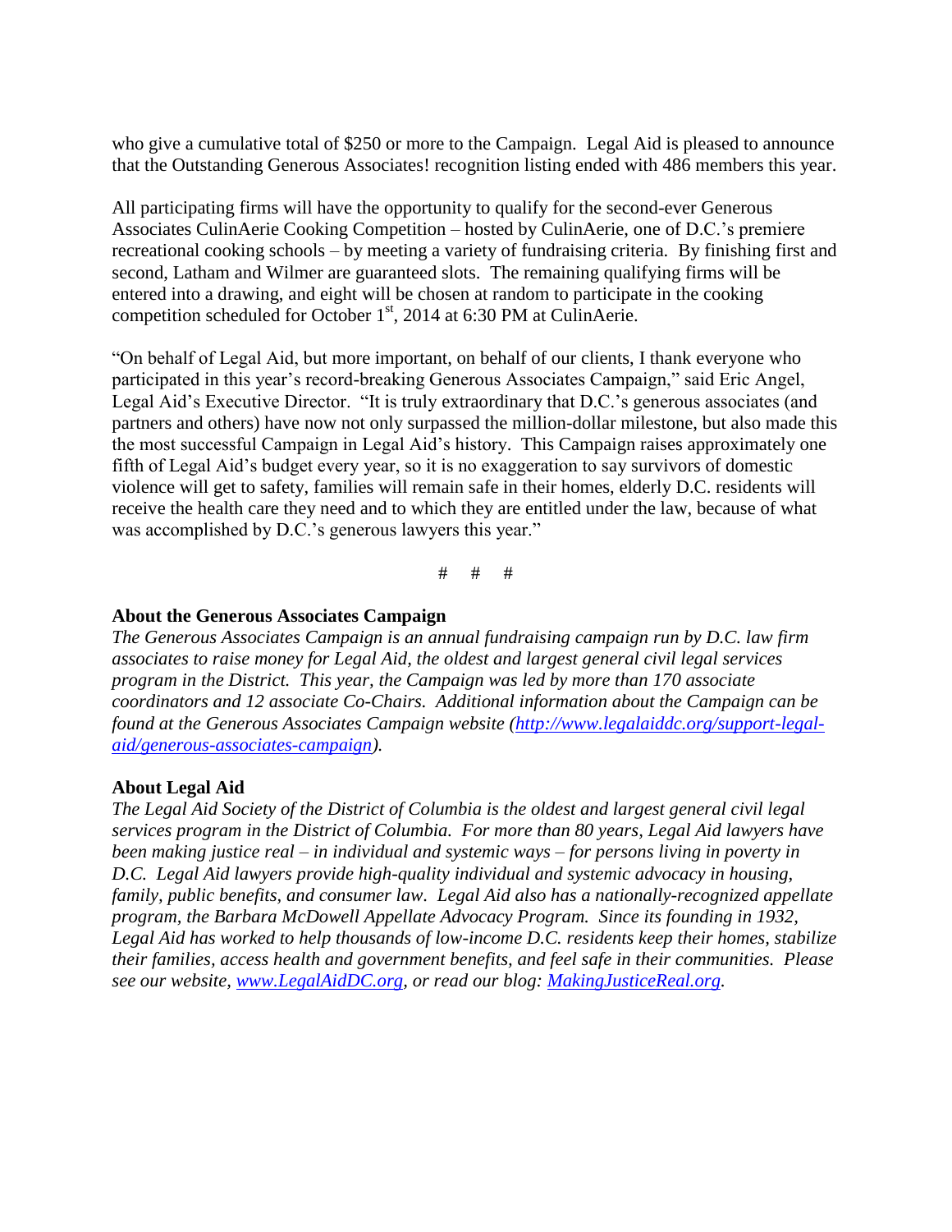who give a cumulative total of $250 or more to the Campaign. Legal Aid is pleased to announce that the Outstanding Generous Associates! recognition listing ended with 486 members this year.

All participating firms will have the opportunity to qualify for the second-ever Generous Associates CulinAerie Cooking Competition – hosted by CulinAerie, one of D.C.'s premiere recreational cooking schools – by meeting a variety of fundraising criteria. By finishing first and second, Latham and Wilmer are guaranteed slots. The remaining qualifying firms will be entered into a drawing, and eight will be chosen at random to participate in the cooking competition scheduled for October 1st, 2014 at 6:30 PM at CulinAerie.

"On behalf of Legal Aid, but more important, on behalf of our clients, I thank everyone who participated in this year's record-breaking Generous Associates Campaign," said Eric Angel, Legal Aid's Executive Director. "It is truly extraordinary that D.C.'s generous associates (and partners and others) have now not only surpassed the million-dollar milestone, but also made this the most successful Campaign in Legal Aid's history. This Campaign raises approximately one fifth of Legal Aid's budget every year, so it is no exaggeration to say survivors of domestic violence will get to safety, families will remain safe in their homes, elderly D.C. residents will receive the health care they need and to which they are entitled under the law, because of what was accomplished by D.C.'s generous lawyers this year."

\# # #

**About the Generous Associates Campaign**

*The Generous Associates Campaign is an annual fundraising campaign run by D.C. law firm associates to raise money for Legal Aid, the oldest and largest general civil legal services program in the District. This year, the Campaign was led by more than 170 associate coordinators and 12 associate Co-Chairs. Additional information about the Campaign can be found at the Generous Associates Campaign website ([http://www.legalaiddc.org/support-legal-aid/generous-associates-campaign](http://www.legalaiddc.org/support-legal-aid/generous-associates-campaign)).*

**About Legal Aid**

*The Legal Aid Society of the District of Columbia is the oldest and largest general civil legal services program in the District of Columbia. For more than 80 years, Legal Aid lawyers have been making justice real – in individual and systemic ways – for persons living in poverty in D.C. Legal Aid lawyers provide high-quality individual and systemic advocacy in housing, family, public benefits, and consumer law. Legal Aid also has a nationally-recognized appellate program, the Barbara McDowell Appellate Advocacy Program. Since its founding in 1932, Legal Aid has worked to help thousands of low-income D.C. residents keep their homes, stabilize their families, access health and government benefits, and feel safe in their communities. Please see our website, [www.LegalAidDC.org](http://www.LegalAidDC.org), or read our blog: [MakingJusticeReal.org](http://MakingJusticeReal.org).*